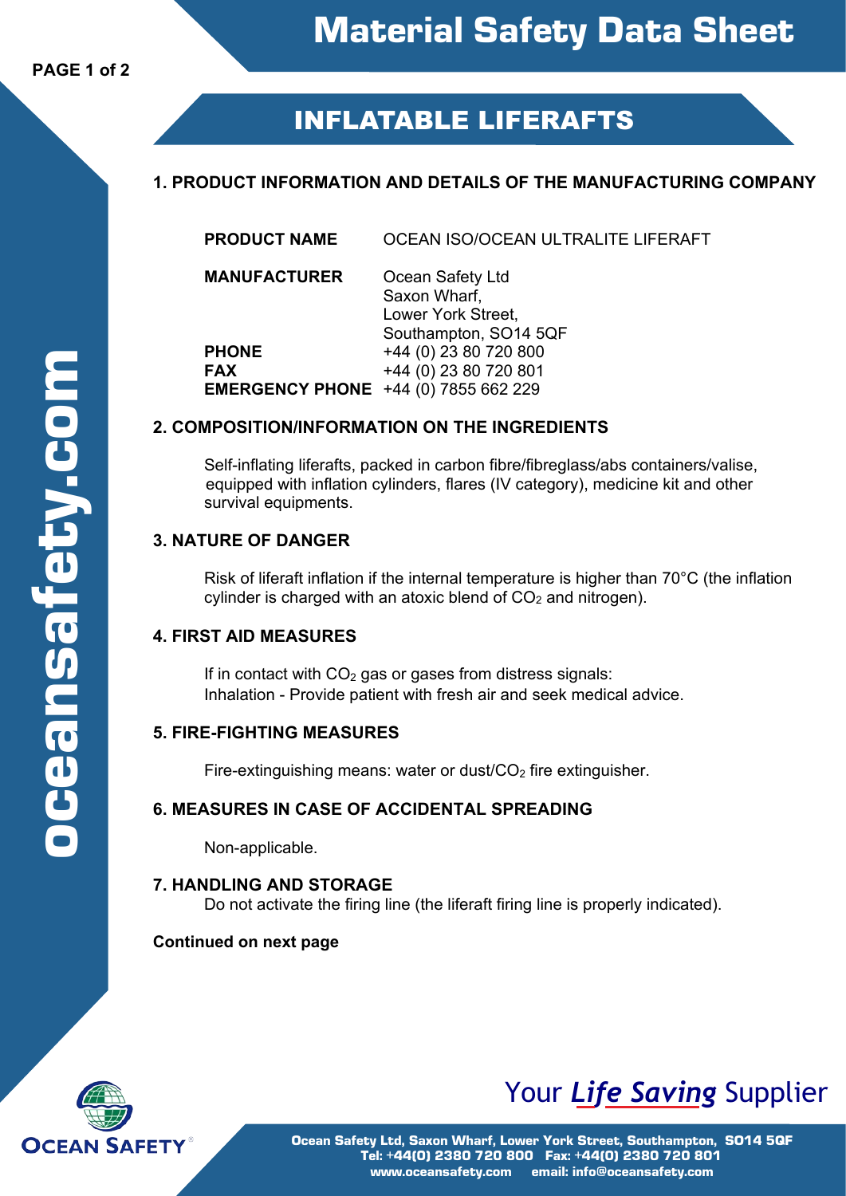# Material Safety Data Sheet

## INFLATABLE LIFERAFTS

### 1. PRODUCT INFORMATION AND DETAILS OF THE MANUFACTURING COMPANY

| | |
|---|---|
| **PRODUCT NAME** | OCEAN ISO/OCEAN ULTRALITE LIFERAFT |
| **MANUFACTURER** | Ocean Safety Ltd<br>Saxon Wharf,<br>Lower York Street,<br>Southampton, SO14 5QF |
| **PHONE** | +44 (0) 23 80 720 800 |
| **FAX** | +44 (0) 23 80 720 801 |
| **EMERGENCY PHONE** | +44 (0) 7855 662 229 |

### 2. COMPOSITION/INFORMATION ON THE INGREDIENTS

Self-inflating liferafts, packed in carbon fibre/fibreglass/abs containers/valise, equipped with inflation cylinders, flares (IV category), medicine kit and other survival equipments.

### 3. NATURE OF DANGER

Risk of liferaft inflation if the internal temperature is higher than 70°C (the inflation cylinder is charged with an atoxic blend of $CO_2$ and nitrogen).

### 4. FIRST AID MEASURES

If in contact with $CO_2$ gas or gases from distress signals:
Inhalation - Provide patient with fresh air and seek medical advice.

### 5. FIRE-FIGHTING MEASURES

Fire-extinguishing means: water or dust/$CO_2$ fire extinguisher.

### 6. MEASURES IN CASE OF ACCIDENTAL SPREADING

Non-applicable.

### 7. HANDLING AND STORAGE

Do not activate the firing line (the liferaft firing line is properly indicated).

**Continued on next page**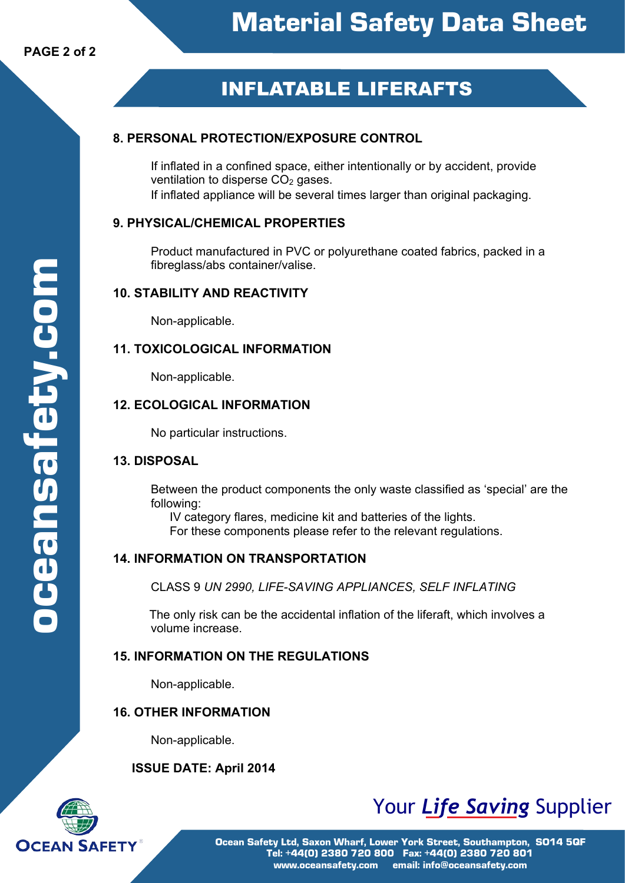# Material Safety Data Sheet

## INFLATABLE LIFERAFTS

### 8. PERSONAL PROTECTION/EXPOSURE CONTROL

If inflated in a confined space, either intentionally or by accident, provide ventilation to disperse $CO_2$ gases.
If inflated appliance will be several times larger than original packaging.

### 9. PHYSICAL/CHEMICAL PROPERTIES

Product manufactured in PVC or polyurethane coated fabrics, packed in a fibreglass/abs container/valise.

### 10. STABILITY AND REACTIVITY

Non-applicable.

### 11. TOXICOLOGICAL INFORMATION

Non-applicable.

### 12. ECOLOGICAL INFORMATION

No particular instructions.

### 13. DISPOSAL

Between the product components the only waste classified as 'special' are the following:

IV category flares, medicine kit and batteries of the lights.
For these components please refer to the relevant regulations.

### 14. INFORMATION ON TRANSPORTATION

CLASS 9 *UN 2990, LIFE-SAVING APPLIANCES, SELF INFLATING*

The only risk can be the accidental inflation of the liferaft, which involves a volume increase.

### 15. INFORMATION ON THE REGULATIONS

Non-applicable.

### 16. OTHER INFORMATION

Non-applicable.

**ISSUE DATE: April 2014**

oceansafety.com

OCEAN SAFETY

Your ***Life Saving*** Supplier

**Ocean Safety Ltd, Saxon Wharf, Lower York Street, Southampton, SO14 5QF**
**Tel: +44(0) 2380 720 800 Fax: +44(0) 2380 720 801**
**www.oceansafety.com email: info@oceansafety.com**